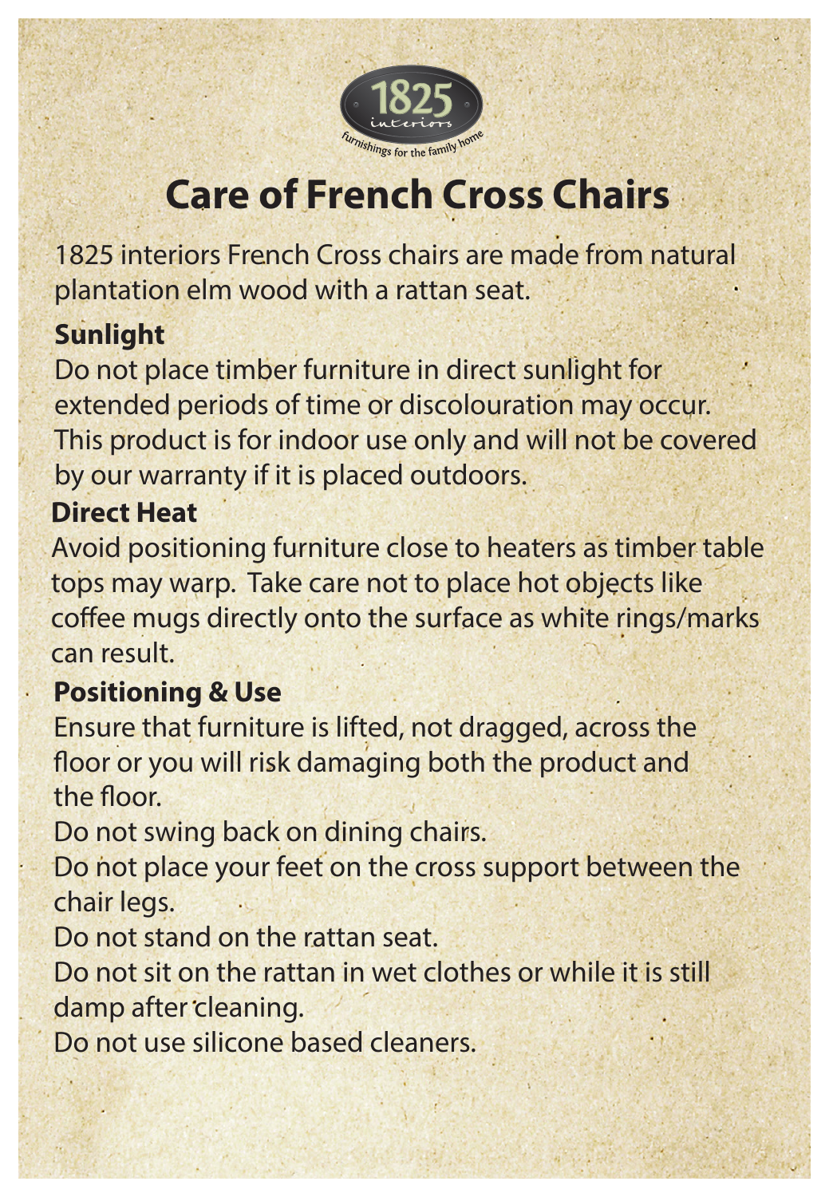1825 interiors

furnishings for the family home

# Care of French Cross Chairs

1825 interiors French Cross chairs are made from natural plantation elm wood with a rattan seat.

**Sunlight**

Do not place timber furniture in direct sunlight for extended periods of time or discolouration may occur. This product is for indoor use only and will not be covered by our warranty if it is placed outdoors.

**Direct Heat**

Avoid positioning furniture close to heaters as timber table tops may warp. Take care not to place hot objects like coffee mugs directly onto the surface as white rings/marks can result.

**Positioning & Use**

Ensure that furniture is lifted, not dragged, across the floor or you will risk damaging both the product and the floor.

Do not swing back on dining chairs.

Do not place your feet on the cross support between the chair legs.

Do not stand on the rattan seat.

Do not sit on the rattan in wet clothes or while it is still damp after cleaning.

Do not use silicone based cleaners.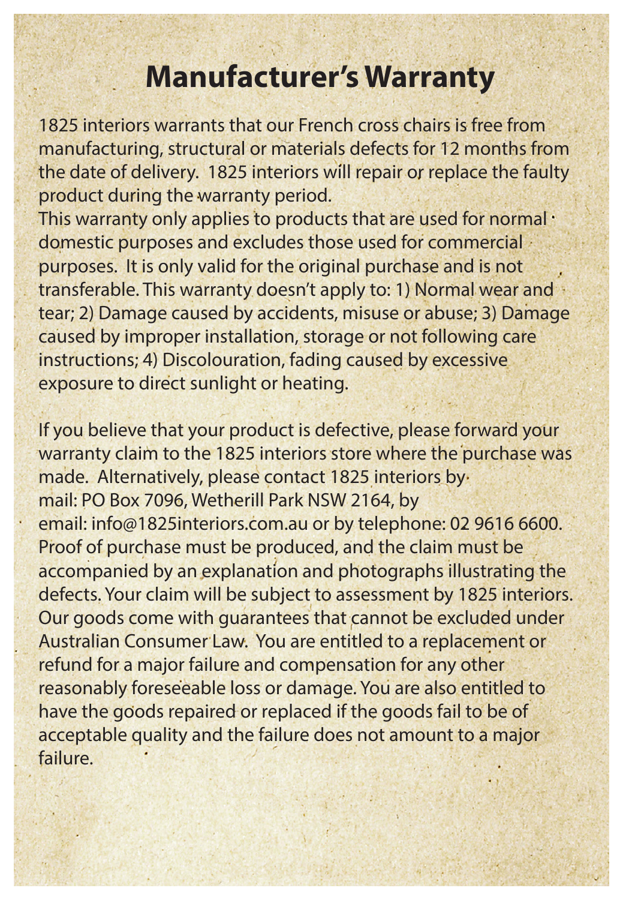# Manufacturer's Warranty

1825 interiors warrants that our French cross chairs is free from manufacturing, structural or materials defects for 12 months from the date of delivery. 1825 interiors will repair or replace the faulty product during the warranty period.
This warranty only applies to products that are used for normal domestic purposes and excludes those used for commercial purposes. It is only valid for the original purchase and is not transferable. This warranty doesn't apply to: 1) Normal wear and tear; 2) Damage caused by accidents, misuse or abuse; 3) Damage caused by improper installation, storage or not following care instructions; 4) Discolouration, fading caused by excessive exposure to direct sunlight or heating.

If you believe that your product is defective, please forward your warranty claim to the 1825 interiors store where the purchase was made. Alternatively, please contact 1825 interiors by
mail: PO Box 7096, Wetherill Park NSW 2164, by
email: info@1825interiors.com.au or by telephone: 02 9616 6600.
Proof of purchase must be produced, and the claim must be accompanied by an explanation and photographs illustrating the defects. Your claim will be subject to assessment by 1825 interiors.
Our goods come with guarantees that cannot be excluded under Australian Consumer Law. You are entitled to a replacement or refund for a major failure and compensation for any other reasonably foreseeable loss or damage. You are also entitled to have the goods repaired or replaced if the goods fail to be of acceptable quality and the failure does not amount to a major failure.